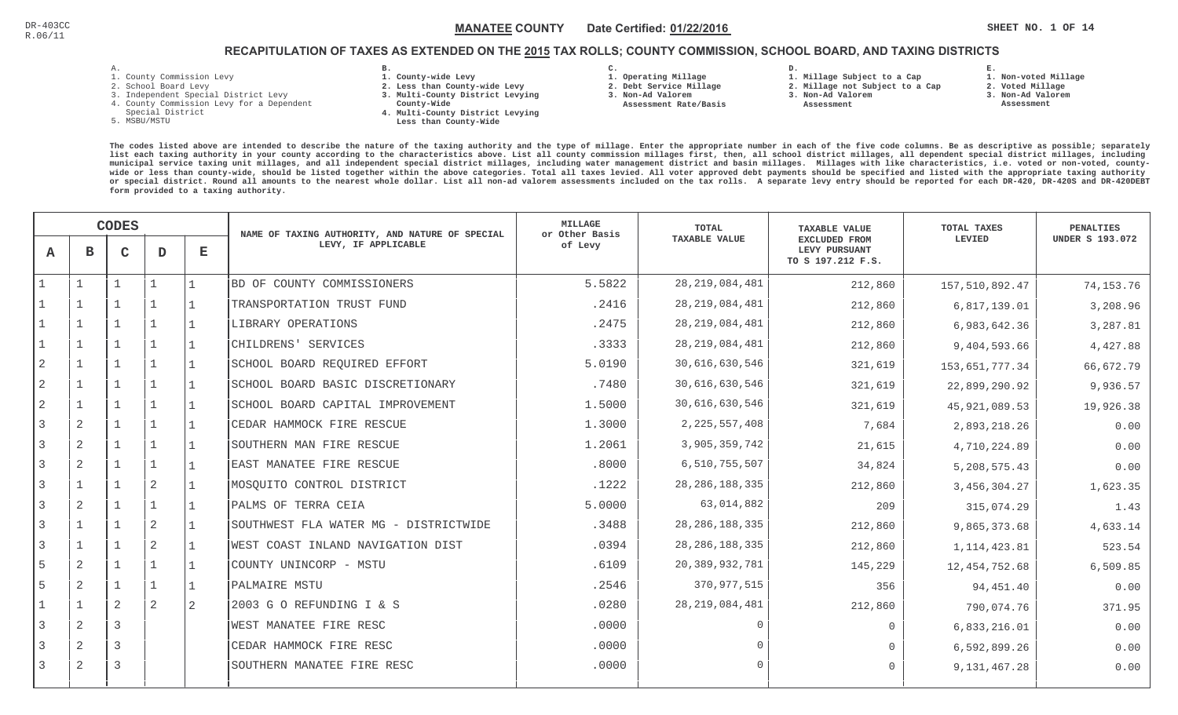DR-403CC
R.06/11

**MANATEE COUNTY** Date Certified: **01/22/2016**

## RECAPITULATION OF TAXES AS EXTENDED ON THE 2015 TAX ROLLS; COUNTY COMMISSION, SCHOOL BOARD, AND TAXING DISTRICTS

A.
1. County Commission Levy
2. School Board Levy
3. Independent Special District Levy
4. County Commission Levy for a Dependent Special District
5. MSBU/MSTU

B.
1. County-wide Levy
2. Less than County-wide Levy
3. Multi-County District Levying County-Wide
4. Multi-County District Levying Less than County-Wide

C.
1. Operating Millage
2. Debt Service Millage
3. Non-Ad Valorem Assessment Rate/Basis

D.
1. Millage Subject to a Cap
2. Millage not Subject to a Cap
3. Non-Ad Valorem Assessment

E.
1. Non-voted Millage
2. Voted Millage
3. Non-Ad Valorem Assessment

The codes listed above are intended to describe the nature of the taxing authority and the type of millage. Enter the appropriate number in each of the five code columns. Be as descriptive as possible; separately list each taxing authority in your county according to the characteristics above. List all county commission millages first, then, all school district millages, all dependent special district millages, including municipal service taxing unit millages, and all independent special district millages, including water management district and basin millages. Millages with like characteristics, i.e. voted or non-voted, county-wide or less than county-wide, should be listed together within the above categories. Total all taxes levied. All voter approved debt payments should be specified and listed with the appropriate taxing authority or special district. Round all amounts to the nearest whole dollar. List all non-ad valorem assessments included on the tax rolls. A separate levy entry should be reported for each DR-420, DR-420S and DR-420DEBT form provided to a taxing authority.

| CODES | | | | | NAME OF TAXING AUTHORITY, AND NATURE OF SPECIAL LEVY, IF APPLICABLE | MILLAGE or Other Basis of Levy | TOTAL TAXABLE VALUE | TAXABLE VALUE EXCLUDED FROM LEVY PURSUANT TO S 197.212 F.S. | TOTAL TAXES LEVIED | PENALTIES UNDER S 193.072 |
|---|---|---|---|---|---|---|---|---|---|---|
| A | B | C | D | E | | | | | | |
| 1 | 1 | 1 | 1 | 1 | BD OF COUNTY COMMISSIONERS | 5.5822 | 28,219,084,481 | 212,860 | 157,510,892.47 | 74,153.76 |
| 1 | 1 | 1 | 1 | 1 | TRANSPORTATION TRUST FUND | .2416 | 28,219,084,481 | 212,860 | 6,817,139.01 | 3,208.96 |
| 1 | 1 | 1 | 1 | 1 | LIBRARY OPERATIONS | .2475 | 28,219,084,481 | 212,860 | 6,983,642.36 | 3,287.81 |
| 1 | 1 | 1 | 1 | 1 | CHILDRENS' SERVICES | .3333 | 28,219,084,481 | 212,860 | 9,404,593.66 | 4,427.88 |
| 2 | 1 | 1 | 1 | 1 | SCHOOL BOARD REQUIRED EFFORT | 5.0190 | 30,616,630,546 | 321,619 | 153,651,777.34 | 66,672.79 |
| 2 | 1 | 1 | 1 | 1 | SCHOOL BOARD BASIC DISCRETIONARY | .7480 | 30,616,630,546 | 321,619 | 22,899,290.92 | 9,936.57 |
| 2 | 1 | 1 | 1 | 1 | SCHOOL BOARD CAPITAL IMPROVEMENT | 1.5000 | 30,616,630,546 | 321,619 | 45,921,089.53 | 19,926.38 |
| 3 | 2 | 1 | 1 | 1 | CEDAR HAMMOCK FIRE RESCUE | 1.3000 | 2,225,557,408 | 7,684 | 2,893,218.26 | 0.00 |
| 3 | 2 | 1 | 1 | 1 | SOUTHERN MAN FIRE RESCUE | 1.2061 | 3,905,359,742 | 21,615 | 4,710,224.89 | 0.00 |
| 3 | 2 | 1 | 1 | 1 | EAST MANATEE FIRE RESCUE | .8000 | 6,510,755,507 | 34,824 | 5,208,575.43 | 0.00 |
| 3 | 1 | 1 | 2 | 1 | MOSQUITO CONTROL DISTRICT | .1222 | 28,286,188,335 | 212,860 | 3,456,304.27 | 1,623.35 |
| 3 | 2 | 1 | 1 | 1 | PALMS OF TERRA CEIA | 5.0000 | 63,014,882 | 209 | 315,074.29 | 1.43 |
| 3 | 1 | 1 | 2 | 1 | SOUTHWEST FLA WATER MG - DISTRICTWIDE | .3488 | 28,286,188,335 | 212,860 | 9,865,373.68 | 4,633.14 |
| 3 | 1 | 1 | 2 | 1 | WEST COAST INLAND NAVIGATION DIST | .0394 | 28,286,188,335 | 212,860 | 1,114,423.81 | 523.54 |
| 5 | 2 | 1 | 1 | 1 | COUNTY UNINCORP - MSTU | .6109 | 20,389,932,781 | 145,229 | 12,454,752.68 | 6,509.85 |
| 5 | 2 | 1 | 1 | 1 | PALMAIRE MSTU | .2546 | 370,977,515 | 356 | 94,451.40 | 0.00 |
| 1 | 1 | 2 | 2 | 2 | 2003 G O REFUNDING I & S | .0280 | 28,219,084,481 | 212,860 | 790,074.76 | 371.95 |
| 3 | 2 | 3 | | | WEST MANATEE FIRE RESC | .0000 | 0 | 0 | 6,833,216.01 | 0.00 |
| 3 | 2 | 3 | | | CEDAR HAMMOCK FIRE RESC | .0000 | 0 | 0 | 6,592,899.26 | 0.00 |
| 3 | 2 | 3 | | | SOUTHERN MANATEE FIRE RESC | .0000 | 0 | 0 | 9,131,467.28 | 0.00 |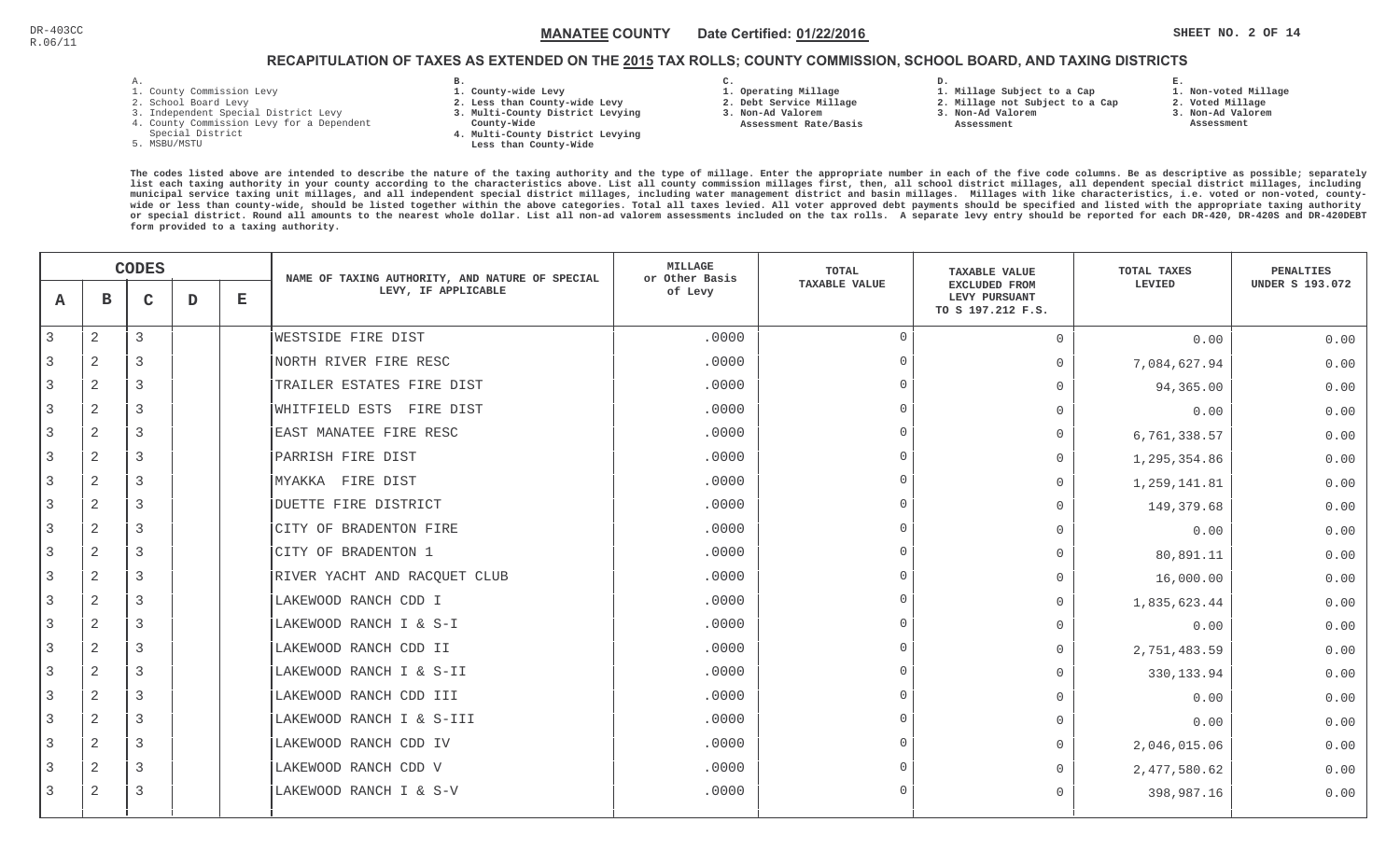DR-403CC
R.06/11

**MANATEE COUNTY** Date Certified: **01/22/2016**

## RECAPITULATION OF TAXES AS EXTENDED ON THE 2015 TAX ROLLS; COUNTY COMMISSION, SCHOOL BOARD, AND TAXING DISTRICTS

A.
1. County Commission Levy
2. School Board Levy
3. Independent Special District Levy
4. County Commission Levy for a Dependent Special District
5. MSBU/MSTU

B.
1. County-wide Levy
2. Less than County-wide Levy
3. Multi-County District Levying County-Wide
4. Multi-County District Levying Less than County-Wide

C.
1. Operating Millage
2. Debt Service Millage
3. Non-Ad Valorem Assessment Rate/Basis

D.
1. Millage Subject to a Cap
2. Millage not Subject to a Cap
3. Non-Ad Valorem Assessment

E.
1. Non-voted Millage
2. Voted Millage
3. Non-Ad Valorem Assessment

The codes listed above are intended to describe the nature of the taxing authority and the type of millage. Enter the appropriate number in each of the five code columns. Be as descriptive as possible; separately list each taxing authority in your county according to the characteristics above. List all county commission millages first, then, all school district millages, all dependent special district millages, including municipal service taxing unit millages, and all independent special district millages, including water management district and basin millages. Millages with like characteristics, i.e. voted or non-voted, county-wide or less than county-wide, should be listed together within the above categories. Total all taxes levied. All voter approved debt payments should be specified and listed with the appropriate taxing authority or special district. Round all amounts to the nearest whole dollar. List all non-ad valorem assessments included on the tax rolls. A separate levy entry should be reported for each DR-420, DR-420S and DR-420DEBT form provided to a taxing authority.

| A | B | C | D | E | NAME OF TAXING AUTHORITY, AND NATURE OF SPECIAL LEVY, IF APPLICABLE | MILLAGE or Other Basis of Levy | TOTAL TAXABLE VALUE | TAXABLE VALUE EXCLUDED FROM LEVY PURSUANT TO S 197.212 F.S. | TOTAL TAXES LEVIED | PENALTIES UNDER S 193.072 |
|---|---|---|---|---|---|---|---|---|---|---|
| 3 | 2 | 3 | | | WESTSIDE FIRE DIST | .0000 | 0 | 0 | 0.00 | 0.00 |
| 3 | 2 | 3 | | | NORTH RIVER FIRE RESC | .0000 | 0 | 0 | 7,084,627.94 | 0.00 |
| 3 | 2 | 3 | | | TRAILER ESTATES FIRE DIST | .0000 | 0 | 0 | 94,365.00 | 0.00 |
| 3 | 2 | 3 | | | WHITFIELD ESTS FIRE DIST | .0000 | 0 | 0 | 0.00 | 0.00 |
| 3 | 2 | 3 | | | EAST MANATEE FIRE RESC | .0000 | 0 | 0 | 6,761,338.57 | 0.00 |
| 3 | 2 | 3 | | | PARRISH FIRE DIST | .0000 | 0 | 0 | 1,295,354.86 | 0.00 |
| 3 | 2 | 3 | | | MYAKKA FIRE DIST | .0000 | 0 | 0 | 1,259,141.81 | 0.00 |
| 3 | 2 | 3 | | | DUETTE FIRE DISTRICT | .0000 | 0 | 0 | 149,379.68 | 0.00 |
| 3 | 2 | 3 | | | CITY OF BRADENTON FIRE | .0000 | 0 | 0 | 0.00 | 0.00 |
| 3 | 2 | 3 | | | CITY OF BRADENTON 1 | .0000 | 0 | 0 | 80,891.11 | 0.00 |
| 3 | 2 | 3 | | | RIVER YACHT AND RACQUET CLUB | .0000 | 0 | 0 | 16,000.00 | 0.00 |
| 3 | 2 | 3 | | | LAKEWOOD RANCH CDD I | .0000 | 0 | 0 | 1,835,623.44 | 0.00 |
| 3 | 2 | 3 | | | LAKEWOOD RANCH I & S-I | .0000 | 0 | 0 | 0.00 | 0.00 |
| 3 | 2 | 3 | | | LAKEWOOD RANCH CDD II | .0000 | 0 | 0 | 2,751,483.59 | 0.00 |
| 3 | 2 | 3 | | | LAKEWOOD RANCH I & S-II | .0000 | 0 | 0 | 330,133.94 | 0.00 |
| 3 | 2 | 3 | | | LAKEWOOD RANCH CDD III | .0000 | 0 | 0 | 0.00 | 0.00 |
| 3 | 2 | 3 | | | LAKEWOOD RANCH I & S-III | .0000 | 0 | 0 | 0.00 | 0.00 |
| 3 | 2 | 3 | | | LAKEWOOD RANCH CDD IV | .0000 | 0 | 0 | 2,046,015.06 | 0.00 |
| 3 | 2 | 3 | | | LAKEWOOD RANCH CDD V | .0000 | 0 | 0 | 2,477,580.62 | 0.00 |
| 3 | 2 | 3 | | | LAKEWOOD RANCH I & S-V | .0000 | 0 | 0 | 398,987.16 | 0.00 |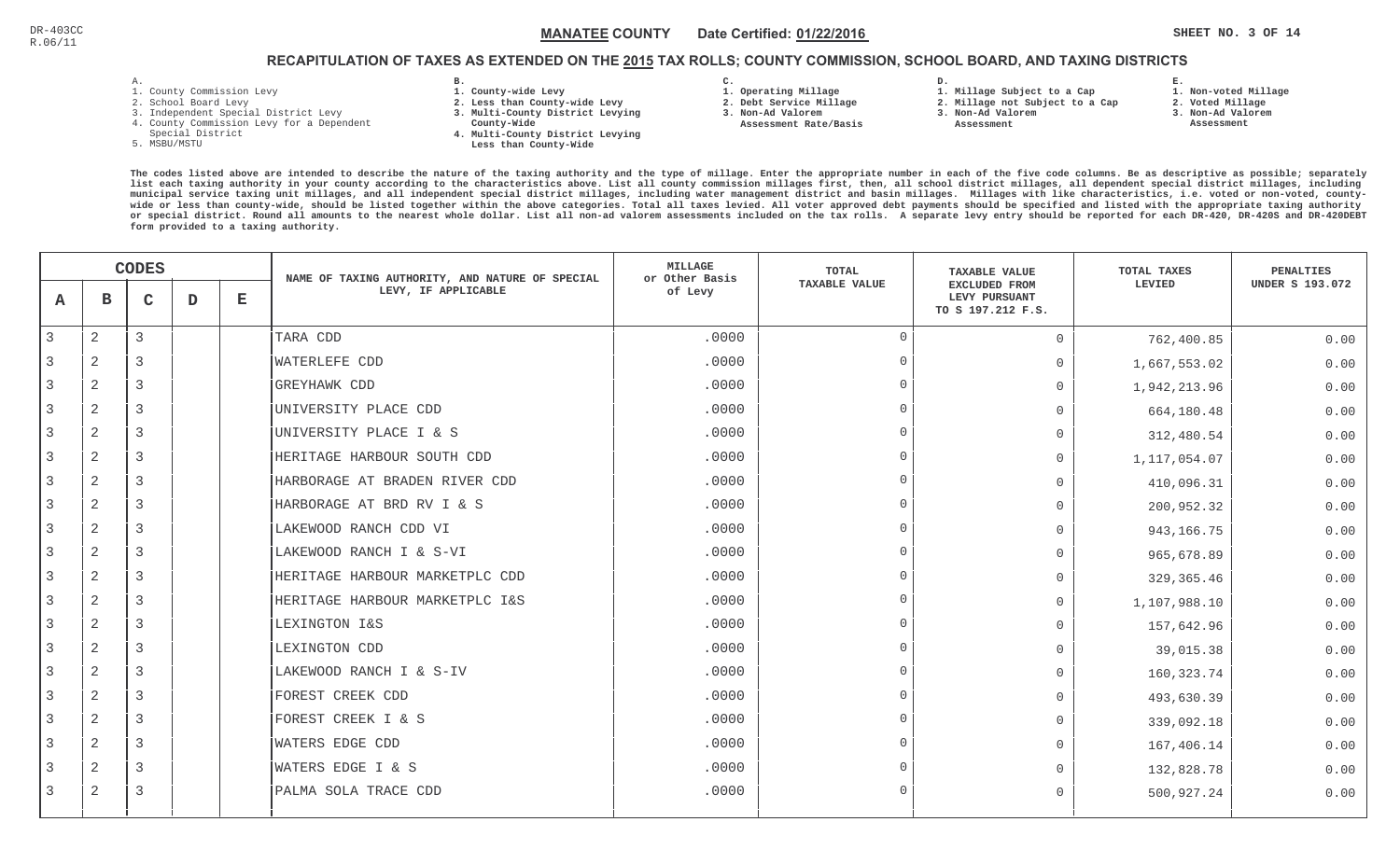DR-403CC
R.06/11

**MANATEE COUNTY** Date Certified: **01/22/2016**

## RECAPITULATION OF TAXES AS EXTENDED ON THE 2015 TAX ROLLS; COUNTY COMMISSION, SCHOOL BOARD, AND TAXING DISTRICTS

A.
1. County Commission Levy
2. School Board Levy
3. Independent Special District Levy
4. County Commission Levy for a Dependent Special District
5. MSBU/MSTU

B.
1. County-wide Levy
2. Less than County-wide Levy
3. Multi-County District Levying County-Wide
4. Multi-County District Levying Less than County-Wide

C.
1. Operating Millage
2. Debt Service Millage
3. Non-Ad Valorem Assessment Rate/Basis

D.
1. Millage Subject to a Cap
2. Millage not Subject to a Cap
3. Non-Ad Valorem Assessment

E.
1. Non-voted Millage
2. Voted Millage
3. Non-Ad Valorem Assessment

The codes listed above are intended to describe the nature of the taxing authority and the type of millage. Enter the appropriate number in each of the five code columns. Be as descriptive as possible; separately list each taxing authority in your county according to the characteristics above. List all county commission millages first, then, all school district millages, all dependent special district millages, including municipal service taxing unit millages, and all independent special district millages, including water management district and basin millages. Millages with like characteristics, i.e. voted or non-voted, county-wide or less than county-wide, should be listed together within the above categories. Total all taxes levied. All voter approved debt payments should be specified and listed with the appropriate taxing authority or special district. Round all amounts to the nearest whole dollar. List all non-ad valorem assessments included on the tax rolls. A separate levy entry should be reported for each DR-420, DR-420S and DR-420DEBT form provided to a taxing authority.

| CODES A | B | C | D | E | NAME OF TAXING AUTHORITY, AND NATURE OF SPECIAL LEVY, IF APPLICABLE | MILLAGE or Other Basis of Levy | TOTAL TAXABLE VALUE | TAXABLE VALUE EXCLUDED FROM LEVY PURSUANT TO S 197.212 F.S. | TOTAL TAXES LEVIED | PENALTIES UNDER S 193.072 |
|---|---|---|---|---|---|---|---|---|---|---|
| 3 | 2 | 3 | | | TARA CDD | .0000 | 0 | 0 | 762,400.85 | 0.00 |
| 3 | 2 | 3 | | | WATERLEFE CDD | .0000 | 0 | 0 | 1,667,553.02 | 0.00 |
| 3 | 2 | 3 | | | GREYHAWK CDD | .0000 | 0 | 0 | 1,942,213.96 | 0.00 |
| 3 | 2 | 3 | | | UNIVERSITY PLACE CDD | .0000 | 0 | 0 | 664,180.48 | 0.00 |
| 3 | 2 | 3 | | | UNIVERSITY PLACE I & S | .0000 | 0 | 0 | 312,480.54 | 0.00 |
| 3 | 2 | 3 | | | HERITAGE HARBOUR SOUTH CDD | .0000 | 0 | 0 | 1,117,054.07 | 0.00 |
| 3 | 2 | 3 | | | HARBORAGE AT BRADEN RIVER CDD | .0000 | 0 | 0 | 410,096.31 | 0.00 |
| 3 | 2 | 3 | | | HARBORAGE AT BRD RV I & S | .0000 | 0 | 0 | 200,952.32 | 0.00 |
| 3 | 2 | 3 | | | LAKEWOOD RANCH CDD VI | .0000 | 0 | 0 | 943,166.75 | 0.00 |
| 3 | 2 | 3 | | | LAKEWOOD RANCH I & S-VI | .0000 | 0 | 0 | 965,678.89 | 0.00 |
| 3 | 2 | 3 | | | HERITAGE HARBOUR MARKETPLC CDD | .0000 | 0 | 0 | 329,365.46 | 0.00 |
| 3 | 2 | 3 | | | HERITAGE HARBOUR MARKETPLC I&S | .0000 | 0 | 0 | 1,107,988.10 | 0.00 |
| 3 | 2 | 3 | | | LEXINGTON I&S | .0000 | 0 | 0 | 157,642.96 | 0.00 |
| 3 | 2 | 3 | | | LEXINGTON CDD | .0000 | 0 | 0 | 39,015.38 | 0.00 |
| 3 | 2 | 3 | | | LAKEWOOD RANCH I & S-IV | .0000 | 0 | 0 | 160,323.74 | 0.00 |
| 3 | 2 | 3 | | | FOREST CREEK CDD | .0000 | 0 | 0 | 493,630.39 | 0.00 |
| 3 | 2 | 3 | | | FOREST CREEK I & S | .0000 | 0 | 0 | 339,092.18 | 0.00 |
| 3 | 2 | 3 | | | WATERS EDGE CDD | .0000 | 0 | 0 | 167,406.14 | 0.00 |
| 3 | 2 | 3 | | | WATERS EDGE I & S | .0000 | 0 | 0 | 132,828.78 | 0.00 |
| 3 | 2 | 3 | | | PALMA SOLA TRACE CDD | .0000 | 0 | 0 | 500,927.24 | 0.00 |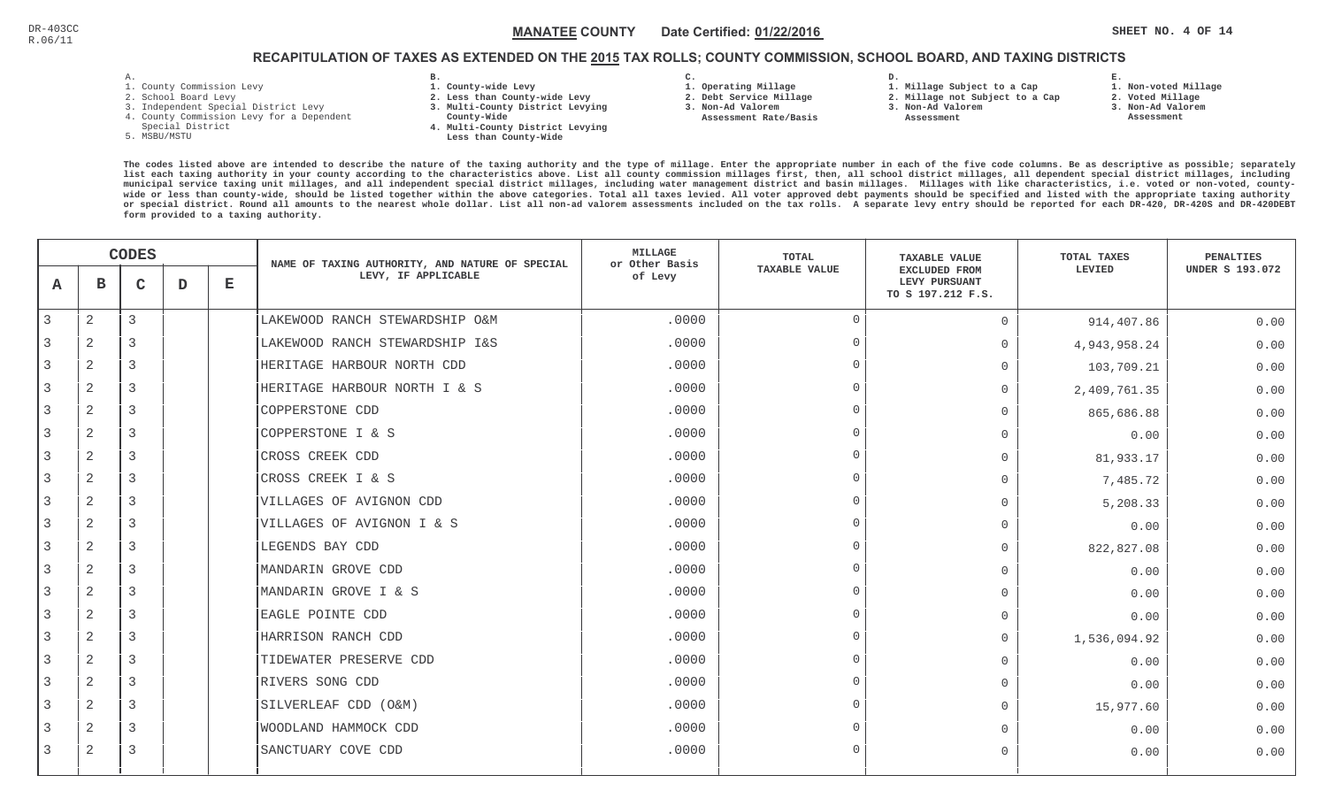DR-403CC
R.06/11

**MANATEE COUNTY** Date Certified: **01/22/2016**

## RECAPITULATION OF TAXES AS EXTENDED ON THE 2015 TAX ROLLS; COUNTY COMMISSION, SCHOOL BOARD, AND TAXING DISTRICTS

A.
1. County Commission Levy
2. School Board Levy
3. Independent Special District Levy
4. County Commission Levy for a Dependent Special District
5. MSBU/MSTU

B.
1. County-wide Levy
2. Less than County-wide Levy
3. Multi-County District Levying County-Wide
4. Multi-County District Levying Less than County-Wide

C.
1. Operating Millage
2. Debt Service Millage
3. Non-Ad Valorem Assessment Rate/Basis

D.
1. Millage Subject to a Cap
2. Millage not Subject to a Cap
3. Non-Ad Valorem Assessment

E.
1. Non-voted Millage
2. Voted Millage
3. Non-Ad Valorem Assessment

The codes listed above are intended to describe the nature of the taxing authority and the type of millage. Enter the appropriate number in each of the five code columns. Be as descriptive as possible; separately list each taxing authority in your county according to the characteristics above. List all county commission millages first, then, all school district millages, all dependent special district millages, including municipal service taxing unit millages, and all independent special district millages, including water management district and basin millages. Millages with like characteristics, i.e. voted or non-voted, county-wide or less than county-wide, should be listed together within the above categories. Total all taxes levied. All voter approved debt payments should be specified and listed with the appropriate taxing authority or special district. Round all amounts to the nearest whole dollar. List all non-ad valorem assessments included on the tax rolls. A separate levy entry should be reported for each DR-420, DR-420S and DR-420DEBT form provided to a taxing authority.

| A | B | C | D | E | NAME OF TAXING AUTHORITY, AND NATURE OF SPECIAL LEVY, IF APPLICABLE | MILLAGE or Other Basis of Levy | TOTAL TAXABLE VALUE | TAXABLE VALUE EXCLUDED FROM LEVY PURSUANT TO S 197.212 F.S. | TOTAL TAXES LEVIED | PENALTIES UNDER S 193.072 |
|---|---|---|---|---|---|---|---|---|---|---|
| 3 | 2 | 3 | | | LAKEWOOD RANCH STEWARDSHIP O&M | .0000 | 0 | 0 | 914,407.86 | 0.00 |
| 3 | 2 | 3 | | | LAKEWOOD RANCH STEWARDSHIP I&S | .0000 | 0 | 0 | 4,943,958.24 | 0.00 |
| 3 | 2 | 3 | | | HERITAGE HARBOUR NORTH CDD | .0000 | 0 | 0 | 103,709.21 | 0.00 |
| 3 | 2 | 3 | | | HERITAGE HARBOUR NORTH I & S | .0000 | 0 | 0 | 2,409,761.35 | 0.00 |
| 3 | 2 | 3 | | | COPPERSTONE CDD | .0000 | 0 | 0 | 865,686.88 | 0.00 |
| 3 | 2 | 3 | | | COPPERSTONE I & S | .0000 | 0 | 0 | 0.00 | 0.00 |
| 3 | 2 | 3 | | | CROSS CREEK CDD | .0000 | 0 | 0 | 81,933.17 | 0.00 |
| 3 | 2 | 3 | | | CROSS CREEK I & S | .0000 | 0 | 0 | 7,485.72 | 0.00 |
| 3 | 2 | 3 | | | VILLAGES OF AVIGNON CDD | .0000 | 0 | 0 | 5,208.33 | 0.00 |
| 3 | 2 | 3 | | | VILLAGES OF AVIGNON I & S | .0000 | 0 | 0 | 0.00 | 0.00 |
| 3 | 2 | 3 | | | LEGENDS BAY CDD | .0000 | 0 | 0 | 822,827.08 | 0.00 |
| 3 | 2 | 3 | | | MANDARIN GROVE CDD | .0000 | 0 | 0 | 0.00 | 0.00 |
| 3 | 2 | 3 | | | MANDARIN GROVE I & S | .0000 | 0 | 0 | 0.00 | 0.00 |
| 3 | 2 | 3 | | | EAGLE POINTE CDD | .0000 | 0 | 0 | 0.00 | 0.00 |
| 3 | 2 | 3 | | | HARRISON RANCH CDD | .0000 | 0 | 0 | 1,536,094.92 | 0.00 |
| 3 | 2 | 3 | | | TIDEWATER PRESERVE CDD | .0000 | 0 | 0 | 0.00 | 0.00 |
| 3 | 2 | 3 | | | RIVERS SONG CDD | .0000 | 0 | 0 | 0.00 | 0.00 |
| 3 | 2 | 3 | | | SILVERLEAF CDD (O&M) | .0000 | 0 | 0 | 15,977.60 | 0.00 |
| 3 | 2 | 3 | | | WOODLAND HAMMOCK CDD | .0000 | 0 | 0 | 0.00 | 0.00 |
| 3 | 2 | 3 | | | SANCTUARY COVE CDD | .0000 | 0 | 0 | 0.00 | 0.00 |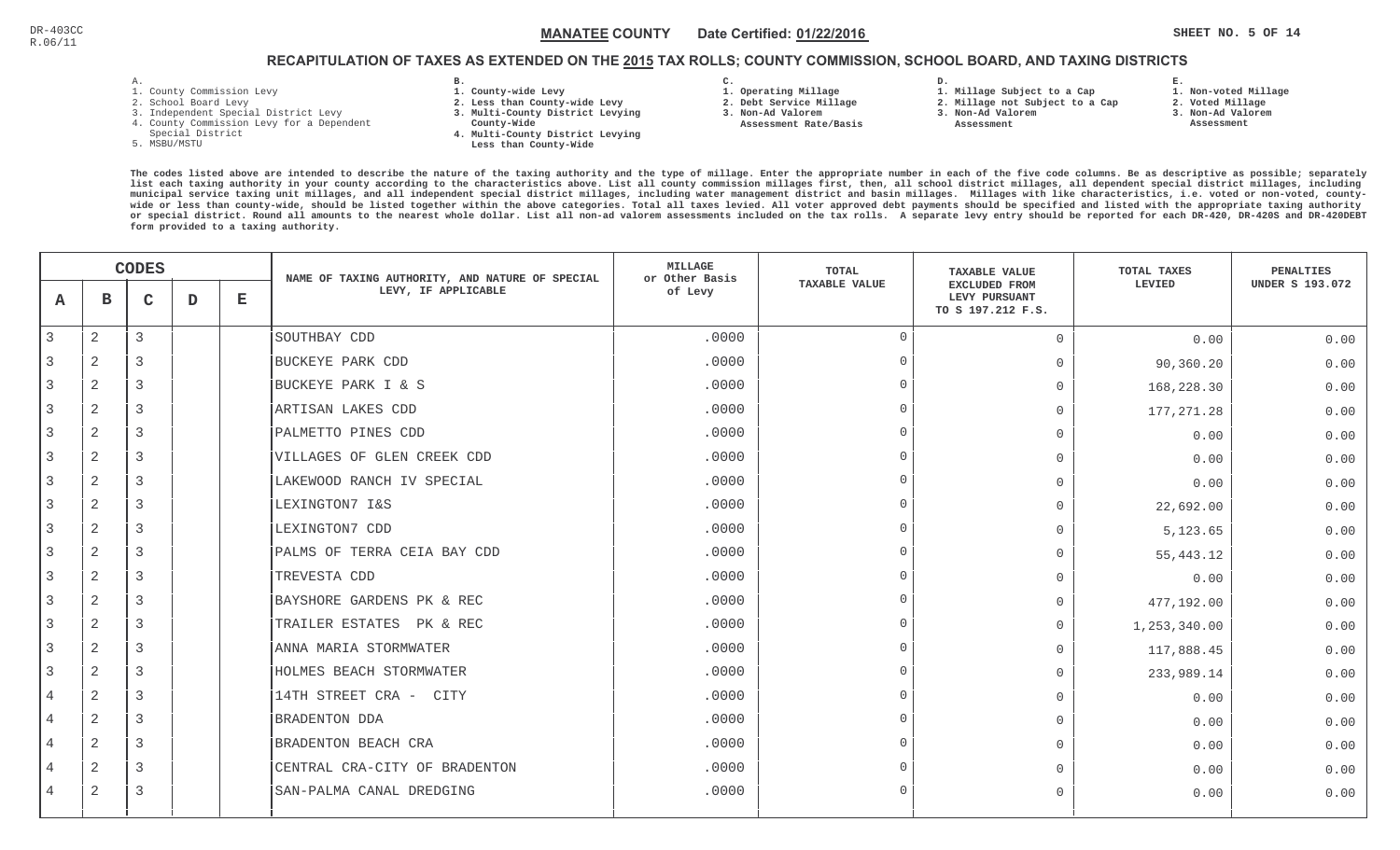DR-403CC
R.06/11

**MANATEE COUNTY** Date Certified: **01/22/2016**

## RECAPITULATION OF TAXES AS EXTENDED ON THE 2015 TAX ROLLS; COUNTY COMMISSION, SCHOOL BOARD, AND TAXING DISTRICTS

A.
1. County Commission Levy
2. School Board Levy
3. Independent Special District Levy
4. County Commission Levy for a Dependent Special District
5. MSBU/MSTU

B.
1. County-wide Levy
2. Less than County-wide Levy
3. Multi-County District Levying County-Wide
4. Multi-County District Levying Less than County-Wide

C.
1. Operating Millage
2. Debt Service Millage
3. Non-Ad Valorem Assessment Rate/Basis

D.
1. Millage Subject to a Cap
2. Millage not Subject to a Cap
3. Non-Ad Valorem Assessment

E.
1. Non-voted Millage
2. Voted Millage
3. Non-Ad Valorem Assessment

The codes listed above are intended to describe the nature of the taxing authority and the type of millage. Enter the appropriate number in each of the five code columns. Be as descriptive as possible; separately list each taxing authority in your county according to the characteristics above. List all county commission millages first, then, all school district millages, all dependent special district millages, including municipal service taxing unit millages, and all independent special district millages, including water management district and basin millages. Millages with like characteristics, i.e. voted or non-voted, county-wide or less than county-wide, should be listed together within the above categories. Total all taxes levied. All voter approved debt payments should be specified and listed with the appropriate taxing authority or special district. Round all amounts to the nearest whole dollar. List all non-ad valorem assessments included on the tax rolls. A separate levy entry should be reported for each DR-420, DR-420S and DR-420DEBT form provided to a taxing authority.

| CODES A | B | C | D | E | NAME OF TAXING AUTHORITY, AND NATURE OF SPECIAL LEVY, IF APPLICABLE | MILLAGE or Other Basis of Levy | TOTAL TAXABLE VALUE | TAXABLE VALUE EXCLUDED FROM LEVY PURSUANT TO S 197.212 F.S. | TOTAL TAXES LEVIED | PENALTIES UNDER S 193.072 |
|---|---|---|---|---|---|---|---|---|---|---|
| 3 | 2 | 3 | | | SOUTHBAY CDD | .0000 | 0 | 0 | 0.00 | 0.00 |
| 3 | 2 | 3 | | | BUCKEYE PARK CDD | .0000 | 0 | 0 | 90,360.20 | 0.00 |
| 3 | 2 | 3 | | | BUCKEYE PARK I & S | .0000 | 0 | 0 | 168,228.30 | 0.00 |
| 3 | 2 | 3 | | | ARTISAN LAKES CDD | .0000 | 0 | 0 | 177,271.28 | 0.00 |
| 3 | 2 | 3 | | | PALMETTO PINES CDD | .0000 | 0 | 0 | 0.00 | 0.00 |
| 3 | 2 | 3 | | | VILLAGES OF GLEN CREEK CDD | .0000 | 0 | 0 | 0.00 | 0.00 |
| 3 | 2 | 3 | | | LAKEWOOD RANCH IV SPECIAL | .0000 | 0 | 0 | 0.00 | 0.00 |
| 3 | 2 | 3 | | | LEXINGTON7 I&S | .0000 | 0 | 0 | 22,692.00 | 0.00 |
| 3 | 2 | 3 | | | LEXINGTON7 CDD | .0000 | 0 | 0 | 5,123.65 | 0.00 |
| 3 | 2 | 3 | | | PALMS OF TERRA CEIA BAY CDD | .0000 | 0 | 0 | 55,443.12 | 0.00 |
| 3 | 2 | 3 | | | TREVESTA CDD | .0000 | 0 | 0 | 0.00 | 0.00 |
| 3 | 2 | 3 | | | BAYSHORE GARDENS PK & REC | .0000 | 0 | 0 | 477,192.00 | 0.00 |
| 3 | 2 | 3 | | | TRAILER ESTATES PK & REC | .0000 | 0 | 0 | 1,253,340.00 | 0.00 |
| 3 | 2 | 3 | | | ANNA MARIA STORMWATER | .0000 | 0 | 0 | 117,888.45 | 0.00 |
| 3 | 2 | 3 | | | HOLMES BEACH STORMWATER | .0000 | 0 | 0 | 233,989.14 | 0.00 |
| 4 | 2 | 3 | | | 14TH STREET CRA - CITY | .0000 | 0 | 0 | 0.00 | 0.00 |
| 4 | 2 | 3 | | | BRADENTON DDA | .0000 | 0 | 0 | 0.00 | 0.00 |
| 4 | 2 | 3 | | | BRADENTON BEACH CRA | .0000 | 0 | 0 | 0.00 | 0.00 |
| 4 | 2 | 3 | | | CENTRAL CRA-CITY OF BRADENTON | .0000 | 0 | 0 | 0.00 | 0.00 |
| 4 | 2 | 3 | | | SAN-PALMA CANAL DREDGING | .0000 | 0 | 0 | 0.00 | 0.00 |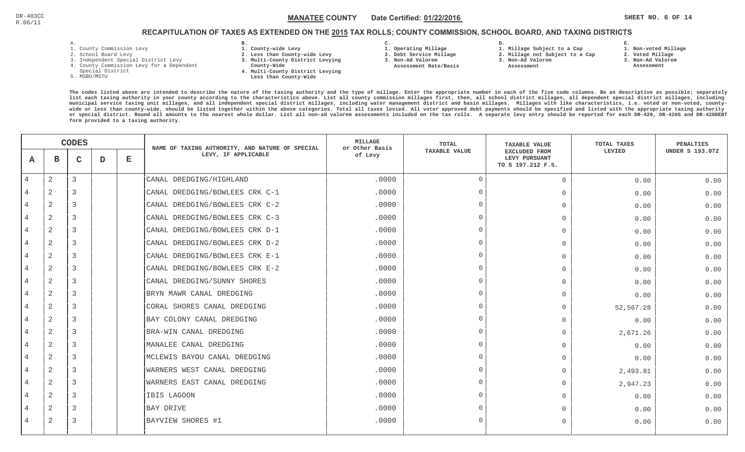DR-403CC
R.06/11

**MANATEE COUNTY** Date Certified: **01/22/2016**

## RECAPITULATION OF TAXES AS EXTENDED ON THE 2015 TAX ROLLS; COUNTY COMMISSION, SCHOOL BOARD, AND TAXING DISTRICTS

A.
1. County Commission Levy
2. School Board Levy
3. Independent Special District Levy
4. County Commission Levy for a Dependent Special District
5. MSBU/MSTU

B.
1. County-wide Levy
2. Less than County-wide Levy
3. Multi-County District Levying County-Wide
4. Multi-County District Levying Less than County-Wide

C.
1. Operating Millage
2. Debt Service Millage
3. Non-Ad Valorem Assessment Rate/Basis

D.
1. Millage Subject to a Cap
2. Millage not Subject to a Cap
3. Non-Ad Valorem Assessment

E.
1. Non-voted Millage
2. Voted Millage
3. Non-Ad Valorem Assessment

The codes listed above are intended to describe the nature of the taxing authority and the type of millage. Enter the appropriate number in each of the five code columns. Be as descriptive as possible; separately list each taxing authority in your county according to the characteristics above. List all county commission millages first, then, all school district millages, all dependent special district millages, including municipal service taxing unit millages, and all independent special district millages, including water management district and basin millages. Millages with like characteristics, i.e. voted or non-voted, county-wide or less than county-wide, should be listed together within the above categories. Total all taxes levied. All voter approved debt payments should be specified and listed with the appropriate taxing authority or special district. Round all amounts to the nearest whole dollar. List all non-ad valorem assessments included on the tax rolls. A separate levy entry should be reported for each DR-420, DR-420S and DR-420DEBT form provided to a taxing authority.

| CODES A | B | C | D | E | NAME OF TAXING AUTHORITY, AND NATURE OF SPECIAL LEVY, IF APPLICABLE | MILLAGE or Other Basis of Levy | TOTAL TAXABLE VALUE | TAXABLE VALUE EXCLUDED FROM LEVY PURSUANT TO S 197.212 F.S. | TOTAL TAXES LEVIED | PENALTIES UNDER S 193.072 |
|---|---|---|---|---|---|---|---|---|---|---|
| 4 | 2 | 3 | | | CANAL DREDGING/HIGHLAND | .0000 | 0 | 0 | 0.00 | 0.00 |
| 4 | 2 | 3 | | | CANAL DREDGING/BOWLEES CRK C-1 | .0000 | 0 | 0 | 0.00 | 0.00 |
| 4 | 2 | 3 | | | CANAL DREDGING/BOWLEES CRK C-2 | .0000 | 0 | 0 | 0.00 | 0.00 |
| 4 | 2 | 3 | | | CANAL DREDGING/BOWLEES CRK C-3 | .0000 | 0 | 0 | 0.00 | 0.00 |
| 4 | 2 | 3 | | | CANAL DREDGING/BOWLEES CRK D-1 | .0000 | 0 | 0 | 0.00 | 0.00 |
| 4 | 2 | 3 | | | CANAL DREDGING/BOWLEES CRK D-2 | .0000 | 0 | 0 | 0.00 | 0.00 |
| 4 | 2 | 3 | | | CANAL DREDGING/BOWLEES CRK E-1 | .0000 | 0 | 0 | 0.00 | 0.00 |
| 4 | 2 | 3 | | | CANAL DREDGING/BOWLEES CRK E-2 | .0000 | 0 | 0 | 0.00 | 0.00 |
| 4 | 2 | 3 | | | CANAL DREDGING/SUNNY SHORES | .0000 | 0 | 0 | 0.00 | 0.00 |
| 4 | 2 | 3 | | | BRYN MAWR CANAL DREDGING | .0000 | 0 | 0 | 0.00 | 0.00 |
| 4 | 2 | 3 | | | CORAL SHORES CANAL DREDGING | .0000 | 0 | 0 | 52,567.28 | 0.00 |
| 4 | 2 | 3 | | | BAY COLONY CANAL DREDGING | .0000 | 0 | 0 | 0.00 | 0.00 |
| 4 | 2 | 3 | | | BRA-WIN CANAL DREDGING | .0000 | 0 | 0 | 2,671.26 | 0.00 |
| 4 | 2 | 3 | | | MANALEE CANAL DREDGING | .0000 | 0 | 0 | 0.00 | 0.00 |
| 4 | 2 | 3 | | | MCLEWIS BAYOU CANAL DREDGING | .0000 | 0 | 0 | 0.00 | 0.00 |
| 4 | 2 | 3 | | | WARNERS WEST CANAL DREDGING | .0000 | 0 | 0 | 2,493.81 | 0.00 |
| 4 | 2 | 3 | | | WARNERS EAST CANAL DREDGING | .0000 | 0 | 0 | 2,947.23 | 0.00 |
| 4 | 2 | 3 | | | IBIS LAGOON | .0000 | 0 | 0 | 0.00 | 0.00 |
| 4 | 2 | 3 | | | BAY DRIVE | .0000 | 0 | 0 | 0.00 | 0.00 |
| 4 | 2 | 3 | | | BAYVIEW SHORES #1 | .0000 | 0 | 0 | 0.00 | 0.00 |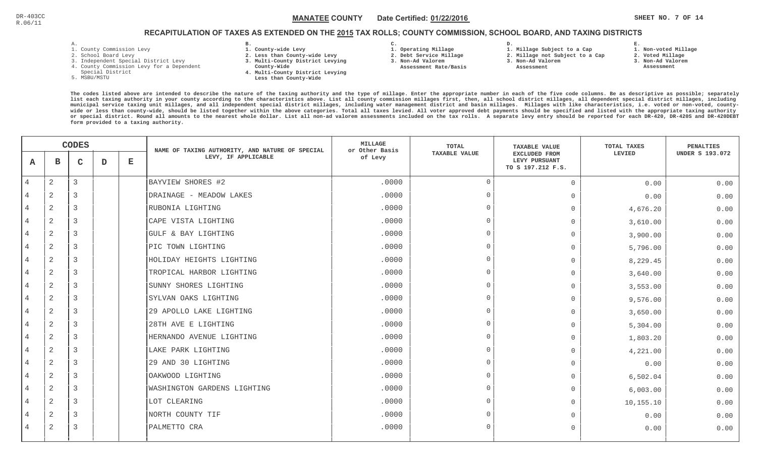DR-403CC
R.06/11

**MANATEE COUNTY** Date Certified: **01/22/2016**

## RECAPITULATION OF TAXES AS EXTENDED ON THE 2015 TAX ROLLS; COUNTY COMMISSION, SCHOOL BOARD, AND TAXING DISTRICTS

**A.**
1. County Commission Levy
2. School Board Levy
3. Independent Special District Levy
4. County Commission Levy for a Dependent Special District
5. MSBU/MSTU

**B.**
1. County-wide Levy
2. Less than County-wide Levy
3. Multi-County District Levying County-Wide
4. Multi-County District Levying Less than County-Wide

**C.**
1. Operating Millage
2. Debt Service Millage
3. Non-Ad Valorem Assessment Rate/Basis

**D.**
1. Millage Subject to a Cap
2. Millage not Subject to a Cap
3. Non-Ad Valorem Assessment

**E.**
1. Non-voted Millage
2. Voted Millage
3. Non-Ad Valorem Assessment

The codes listed above are intended to describe the nature of the taxing authority and the type of millage. Enter the appropriate number in each of the five code columns. Be as descriptive as possible; separately list each taxing authority in your county according to the characteristics above. List all county commission millages first, then, all school district millages, all dependent special district millages, including municipal service taxing unit millages, and all independent special district millages, including water management district and basin millages. Millages with like characteristics, i.e. voted or non-voted, county-wide or less than county-wide, should be listed together within the above categories. Total all taxes levied. All voter approved debt payments should be specified and listed with the appropriate taxing authority or special district. Round all amounts to the nearest whole dollar. List all non-ad valorem assessments included on the tax rolls. A separate levy entry should be reported for each DR-420, DR-420S and DR-420DEBT form provided to a taxing authority.

| CODES A | B | C | D | E | NAME OF TAXING AUTHORITY, AND NATURE OF SPECIAL LEVY, IF APPLICABLE | MILLAGE or Other Basis of Levy | TOTAL TAXABLE VALUE | TAXABLE VALUE EXCLUDED FROM LEVY PURSUANT TO S 197.212 F.S. | TOTAL TAXES LEVIED | PENALTIES UNDER S 193.072 |
|---|---|---|---|---|---|---|---|---|---|---|
| 4 | 2 | 3 | | | BAYVIEW SHORES #2 | .0000 | 0 | 0 | 0.00 | 0.00 |
| 4 | 2 | 3 | | | DRAINAGE - MEADOW LAKES | .0000 | 0 | 0 | 0.00 | 0.00 |
| 4 | 2 | 3 | | | RUBONIA LIGHTING | .0000 | 0 | 0 | 4,676.20 | 0.00 |
| 4 | 2 | 3 | | | CAPE VISTA LIGHTING | .0000 | 0 | 0 | 3,610.00 | 0.00 |
| 4 | 2 | 3 | | | GULF & BAY LIGHTING | .0000 | 0 | 0 | 3,900.00 | 0.00 |
| 4 | 2 | 3 | | | PIC TOWN LIGHTING | .0000 | 0 | 0 | 5,796.00 | 0.00 |
| 4 | 2 | 3 | | | HOLIDAY HEIGHTS LIGHTING | .0000 | 0 | 0 | 8,229.45 | 0.00 |
| 4 | 2 | 3 | | | TROPICAL HARBOR LIGHTING | .0000 | 0 | 0 | 3,640.00 | 0.00 |
| 4 | 2 | 3 | | | SUNNY SHORES LIGHTING | .0000 | 0 | 0 | 3,553.00 | 0.00 |
| 4 | 2 | 3 | | | SYLVAN OAKS LIGHTING | .0000 | 0 | 0 | 9,576.00 | 0.00 |
| 4 | 2 | 3 | | | 29 APOLLO LAKE LIGHTING | .0000 | 0 | 0 | 3,650.00 | 0.00 |
| 4 | 2 | 3 | | | 28TH AVE E LIGHTING | .0000 | 0 | 0 | 5,304.00 | 0.00 |
| 4 | 2 | 3 | | | HERNANDO AVENUE LIGHTING | .0000 | 0 | 0 | 1,803.20 | 0.00 |
| 4 | 2 | 3 | | | LAKE PARK LIGHTING | .0000 | 0 | 0 | 4,221.00 | 0.00 |
| 4 | 2 | 3 | | | 29 AND 30 LIGHTING | .0000 | 0 | 0 | 0.00 | 0.00 |
| 4 | 2 | 3 | | | OAKWOOD LIGHTING | .0000 | 0 | 0 | 6,502.04 | 0.00 |
| 4 | 2 | 3 | | | WASHINGTON GARDENS LIGHTING | .0000 | 0 | 0 | 6,003.00 | 0.00 |
| 4 | 2 | 3 | | | LOT CLEARING | .0000 | 0 | 0 | 10,155.10 | 0.00 |
| 4 | 2 | 3 | | | NORTH COUNTY TIF | .0000 | 0 | 0 | 0.00 | 0.00 |
| 4 | 2 | 3 | | | PALMETTO CRA | .0000 | 0 | 0 | 0.00 | 0.00 |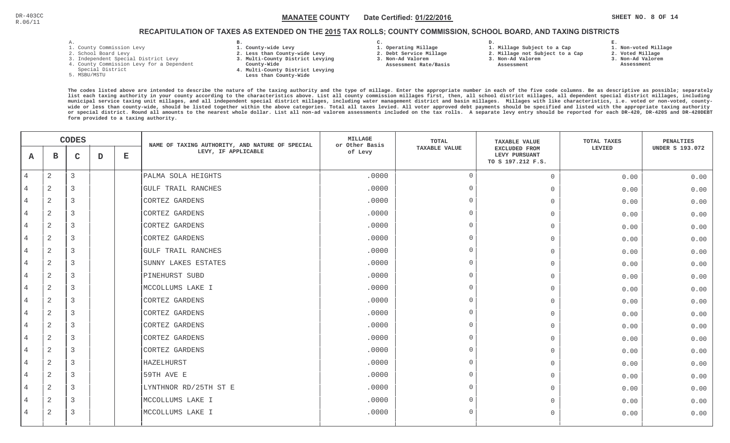DR-403CC
R.06/11

**MANATEE COUNTY** Date Certified: **01/22/2016**

## RECAPITULATION OF TAXES AS EXTENDED ON THE 2015 TAX ROLLS; COUNTY COMMISSION, SCHOOL BOARD, AND TAXING DISTRICTS

A.
1. County Commission Levy
2. School Board Levy
3. Independent Special District Levy
4. County Commission Levy for a Dependent Special District
5. MSBU/MSTU

B.
1. County-wide Levy
2. Less than County-wide Levy
3. Multi-County District Levying County-Wide
4. Multi-County District Levying Less than County-Wide

C.
1. Operating Millage
2. Debt Service Millage
3. Non-Ad Valorem Assessment Rate/Basis

D.
1. Millage Subject to a Cap
2. Millage not Subject to a Cap
3. Non-Ad Valorem Assessment

E.
1. Non-voted Millage
2. Voted Millage
3. Non-Ad Valorem Assessment

The codes listed above are intended to describe the nature of the taxing authority and the type of millage. Enter the appropriate number in each of the five code columns. Be as descriptive as possible; separately list each taxing authority in your county according to the characteristics above. List all county commission millages first, then, all school district millages, all dependent special district millages, including municipal service taxing unit millages, and all independent special district millages, including water management district and basin millages. Millages with like characteristics, i.e. voted or non-voted, county-wide or less than county-wide, should be listed together within the above categories. Total all taxes levied. All voter approved debt payments should be specified and listed with the appropriate taxing authority or special district. Round all amounts to the nearest whole dollar. List all non-ad valorem assessments included on the tax rolls. A separate levy entry should be reported for each DR-420, DR-420S and DR-420DEBT form provided to a taxing authority.

| CODES A | B | C | D | E | NAME OF TAXING AUTHORITY, AND NATURE OF SPECIAL LEVY, IF APPLICABLE | MILLAGE or Other Basis of Levy | TOTAL TAXABLE VALUE | TAXABLE VALUE EXCLUDED FROM LEVY PURSUANT TO S 197.212 F.S. | TOTAL TAXES LEVIED | PENALTIES UNDER S 193.072 |
|---|---|---|---|---|---|---|---|---|---|---|
| 4 | 2 | 3 | | | PALMA SOLA HEIGHTS | .0000 | 0 | 0 | 0.00 | 0.00 |
| 4 | 2 | 3 | | | GULF TRAIL RANCHES | .0000 | 0 | 0 | 0.00 | 0.00 |
| 4 | 2 | 3 | | | CORTEZ GARDENS | .0000 | 0 | 0 | 0.00 | 0.00 |
| 4 | 2 | 3 | | | CORTEZ GARDENS | .0000 | 0 | 0 | 0.00 | 0.00 |
| 4 | 2 | 3 | | | CORTEZ GARDENS | .0000 | 0 | 0 | 0.00 | 0.00 |
| 4 | 2 | 3 | | | CORTEZ GARDENS | .0000 | 0 | 0 | 0.00 | 0.00 |
| 4 | 2 | 3 | | | GULF TRAIL RANCHES | .0000 | 0 | 0 | 0.00 | 0.00 |
| 4 | 2 | 3 | | | SUNNY LAKES ESTATES | .0000 | 0 | 0 | 0.00 | 0.00 |
| 4 | 2 | 3 | | | PINEHURST SUBD | .0000 | 0 | 0 | 0.00 | 0.00 |
| 4 | 2 | 3 | | | MCCOLLUMS LAKE I | .0000 | 0 | 0 | 0.00 | 0.00 |
| 4 | 2 | 3 | | | CORTEZ GARDENS | .0000 | 0 | 0 | 0.00 | 0.00 |
| 4 | 2 | 3 | | | CORTEZ GARDENS | .0000 | 0 | 0 | 0.00 | 0.00 |
| 4 | 2 | 3 | | | CORTEZ GARDENS | .0000 | 0 | 0 | 0.00 | 0.00 |
| 4 | 2 | 3 | | | CORTEZ GARDENS | .0000 | 0 | 0 | 0.00 | 0.00 |
| 4 | 2 | 3 | | | CORTEZ GARDENS | .0000 | 0 | 0 | 0.00 | 0.00 |
| 4 | 2 | 3 | | | HAZELHURST | .0000 | 0 | 0 | 0.00 | 0.00 |
| 4 | 2 | 3 | | | 59TH AVE E | .0000 | 0 | 0 | 0.00 | 0.00 |
| 4 | 2 | 3 | | | LYNTHNOR RD/25TH ST E | .0000 | 0 | 0 | 0.00 | 0.00 |
| 4 | 2 | 3 | | | MCCOLLUMS LAKE I | .0000 | 0 | 0 | 0.00 | 0.00 |
| 4 | 2 | 3 | | | MCCOLLUMS LAKE I | .0000 | 0 | 0 | 0.00 | 0.00 |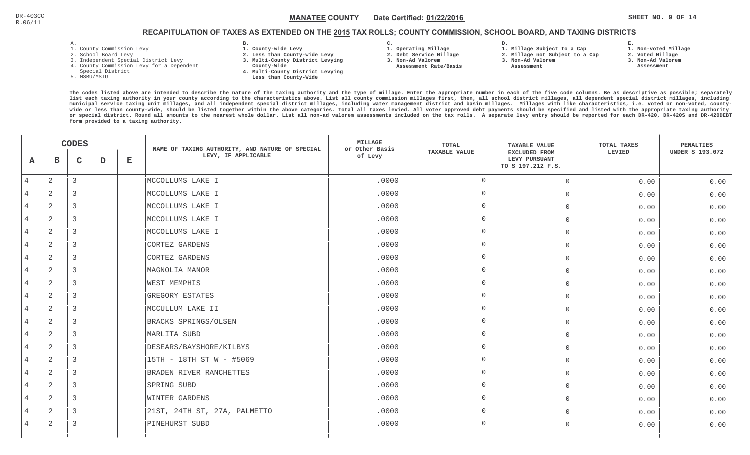DR-403CC
R.06/11

**MANATEE COUNTY** Date Certified: **01/22/2016**

## RECAPITULATION OF TAXES AS EXTENDED ON THE 2015 TAX ROLLS; COUNTY COMMISSION, SCHOOL BOARD, AND TAXING DISTRICTS

A.
1. County Commission Levy
2. School Board Levy
3. Independent Special District Levy
4. County Commission Levy for a Dependent Special District
5. MSBU/MSTU

B.
1. County-wide Levy
2. Less than County-wide Levy
3. Multi-County District Levying County-Wide
4. Multi-County District Levying Less than County-Wide

C.
1. Operating Millage
2. Debt Service Millage
3. Non-Ad Valorem Assessment Rate/Basis

D.
1. Millage Subject to a Cap
2. Millage not Subject to a Cap
3. Non-Ad Valorem Assessment

E.
1. Non-voted Millage
2. Voted Millage
3. Non-Ad Valorem Assessment

The codes listed above are intended to describe the nature of the taxing authority and the type of millage. Enter the appropriate number in each of the five code columns. Be as descriptive as possible; separately list each taxing authority in your county according to the characteristics above. List all county commission millages first, then, all school district millages, all dependent special district millages, including municipal service taxing unit millages, and all independent special district millages, including water management district and basin millages. Millages with like characteristics, i.e. voted or non-voted, county-wide or less than county-wide, should be listed together within the above categories. Total all taxes levied. All voter approved debt payments should be specified and listed with the appropriate taxing authority or special district. Round all amounts to the nearest whole dollar. List all non-ad valorem assessments included on the tax rolls. A separate levy entry should be reported for each DR-420, DR-420S and DR-420DEBT form provided to a taxing authority.

| A | B | C | D | E | NAME OF TAXING AUTHORITY, AND NATURE OF SPECIAL LEVY, IF APPLICABLE | MILLAGE or Other Basis of Levy | TOTAL TAXABLE VALUE | TAXABLE VALUE EXCLUDED FROM LEVY PURSUANT TO S 197.212 F.S. | TOTAL TAXES LEVIED | PENALTIES UNDER S 193.072 |
|---|---|---|---|---|---|---|---|---|---|---|
| 4 | 2 | 3 | | | MCCOLLUMS LAKE I | .0000 | 0 | 0 | 0.00 | 0.00 |
| 4 | 2 | 3 | | | MCCOLLUMS LAKE I | .0000 | 0 | 0 | 0.00 | 0.00 |
| 4 | 2 | 3 | | | MCCOLLUMS LAKE I | .0000 | 0 | 0 | 0.00 | 0.00 |
| 4 | 2 | 3 | | | MCCOLLUMS LAKE I | .0000 | 0 | 0 | 0.00 | 0.00 |
| 4 | 2 | 3 | | | MCCOLLUMS LAKE I | .0000 | 0 | 0 | 0.00 | 0.00 |
| 4 | 2 | 3 | | | CORTEZ GARDENS | .0000 | 0 | 0 | 0.00 | 0.00 |
| 4 | 2 | 3 | | | CORTEZ GARDENS | .0000 | 0 | 0 | 0.00 | 0.00 |
| 4 | 2 | 3 | | | MAGNOLIA MANOR | .0000 | 0 | 0 | 0.00 | 0.00 |
| 4 | 2 | 3 | | | WEST MEMPHIS | .0000 | 0 | 0 | 0.00 | 0.00 |
| 4 | 2 | 3 | | | GREGORY ESTATES | .0000 | 0 | 0 | 0.00 | 0.00 |
| 4 | 2 | 3 | | | MCCULLUM LAKE II | .0000 | 0 | 0 | 0.00 | 0.00 |
| 4 | 2 | 3 | | | BRACKS SPRINGS/OLSEN | .0000 | 0 | 0 | 0.00 | 0.00 |
| 4 | 2 | 3 | | | MARLITA SUBD | .0000 | 0 | 0 | 0.00 | 0.00 |
| 4 | 2 | 3 | | | DESEARS/BAYSHORE/KILBYS | .0000 | 0 | 0 | 0.00 | 0.00 |
| 4 | 2 | 3 | | | 15TH - 18TH ST W - #5069 | .0000 | 0 | 0 | 0.00 | 0.00 |
| 4 | 2 | 3 | | | BRADEN RIVER RANCHETTES | .0000 | 0 | 0 | 0.00 | 0.00 |
| 4 | 2 | 3 | | | SPRING SUBD | .0000 | 0 | 0 | 0.00 | 0.00 |
| 4 | 2 | 3 | | | WINTER GARDENS | .0000 | 0 | 0 | 0.00 | 0.00 |
| 4 | 2 | 3 | | | 21ST, 24TH ST, 27A, PALMETTO | .0000 | 0 | 0 | 0.00 | 0.00 |
| 4 | 2 | 3 | | | PINEHURST SUBD | .0000 | 0 | 0 | 0.00 | 0.00 |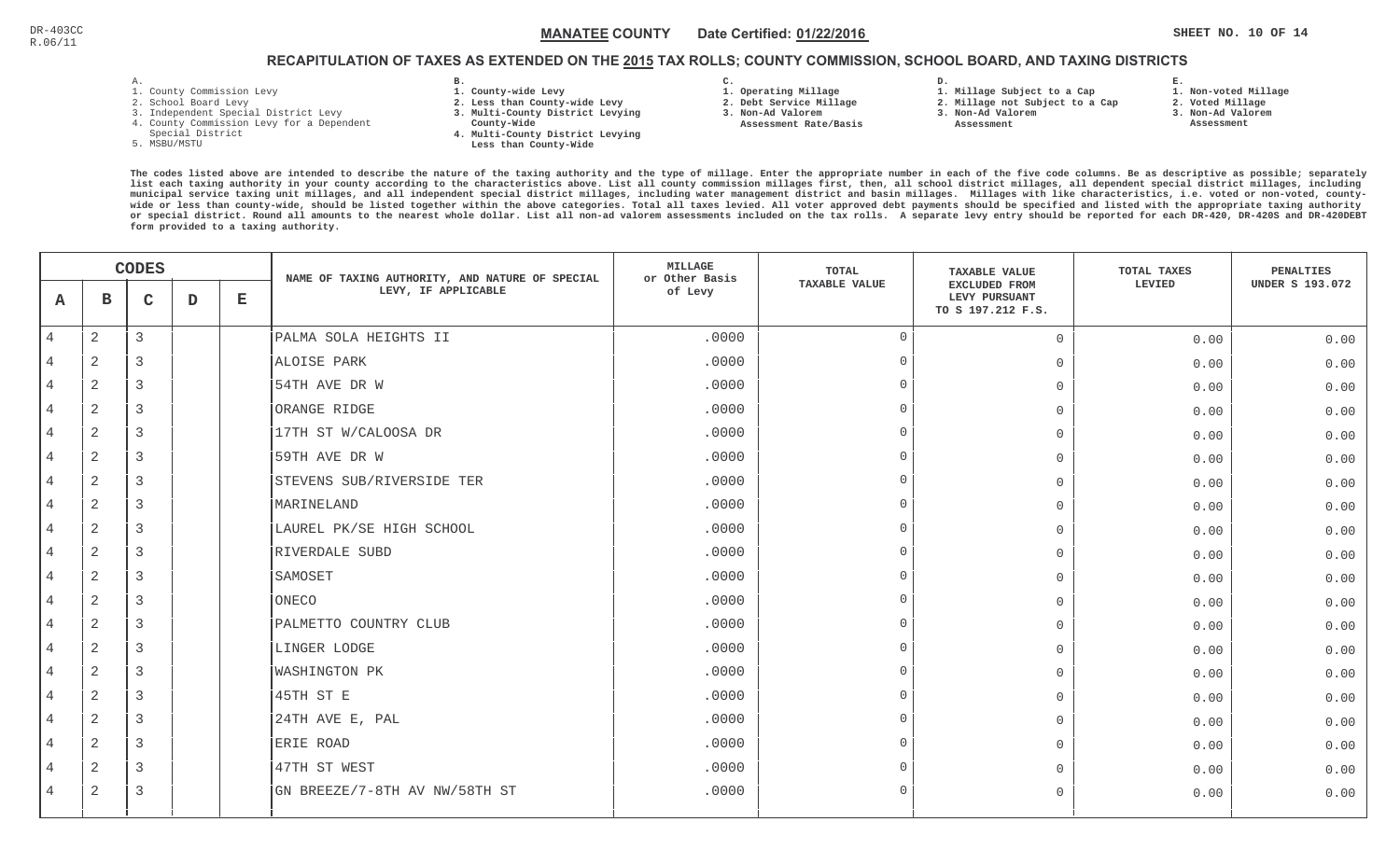DR-403CC
R.06/11

**MANATEE COUNTY** Date Certified: **01/22/2016**

## RECAPITULATION OF TAXES AS EXTENDED ON THE 2015 TAX ROLLS; COUNTY COMMISSION, SCHOOL BOARD, AND TAXING DISTRICTS

A.
1. County Commission Levy
2. School Board Levy
3. Independent Special District Levy
4. County Commission Levy for a Dependent Special District
5. MSBU/MSTU

B.
1. County-wide Levy
2. Less than County-wide Levy
3. Multi-County District Levying County-Wide
4. Multi-County District Levying Less than County-Wide

C.
1. Operating Millage
2. Debt Service Millage
3. Non-Ad Valorem Assessment Rate/Basis

D.
1. Millage Subject to a Cap
2. Millage not Subject to a Cap
3. Non-Ad Valorem Assessment

E.
1. Non-voted Millage
2. Voted Millage
3. Non-Ad Valorem Assessment

The codes listed above are intended to describe the nature of the taxing authority and the type of millage. Enter the appropriate number in each of the five code columns. Be as descriptive as possible; separately list each taxing authority in your county according to the characteristics above. List all county commission millages first, then, all school district millages, all dependent special district millages, including municipal service taxing unit millages, and all independent special district millages, including water management district and basin millages. Millages with like characteristics, i.e. voted or non-voted, county-wide or less than county-wide, should be listed together within the above categories. Total all taxes levied. All voter approved debt payments should be specified and listed with the appropriate taxing authority or special district. Round all amounts to the nearest whole dollar. List all non-ad valorem assessments included on the tax rolls. A separate levy entry should be reported for each DR-420, DR-420S and DR-420DEBT form provided to a taxing authority.

| CODES A | B | C | D | E | NAME OF TAXING AUTHORITY, AND NATURE OF SPECIAL LEVY, IF APPLICABLE | MILLAGE or Other Basis of Levy | TOTAL TAXABLE VALUE | TAXABLE VALUE EXCLUDED FROM LEVY PURSUANT TO S 197.212 F.S. | TOTAL TAXES LEVIED | PENALTIES UNDER S 193.072 |
|---|---|---|---|---|---|---|---|---|---|---|
| 4 | 2 | 3 | | | PALMA SOLA HEIGHTS II | .0000 | 0 | 0 | 0.00 | 0.00 |
| 4 | 2 | 3 | | | ALOISE PARK | .0000 | 0 | 0 | 0.00 | 0.00 |
| 4 | 2 | 3 | | | 54TH AVE DR W | .0000 | 0 | 0 | 0.00 | 0.00 |
| 4 | 2 | 3 | | | ORANGE RIDGE | .0000 | 0 | 0 | 0.00 | 0.00 |
| 4 | 2 | 3 | | | 17TH ST W/CALOOSA DR | .0000 | 0 | 0 | 0.00 | 0.00 |
| 4 | 2 | 3 | | | 59TH AVE DR W | .0000 | 0 | 0 | 0.00 | 0.00 |
| 4 | 2 | 3 | | | STEVENS SUB/RIVERSIDE TER | .0000 | 0 | 0 | 0.00 | 0.00 |
| 4 | 2 | 3 | | | MARINELAND | .0000 | 0 | 0 | 0.00 | 0.00 |
| 4 | 2 | 3 | | | LAUREL PK/SE HIGH SCHOOL | .0000 | 0 | 0 | 0.00 | 0.00 |
| 4 | 2 | 3 | | | RIVERDALE SUBD | .0000 | 0 | 0 | 0.00 | 0.00 |
| 4 | 2 | 3 | | | SAMOSET | .0000 | 0 | 0 | 0.00 | 0.00 |
| 4 | 2 | 3 | | | ONECO | .0000 | 0 | 0 | 0.00 | 0.00 |
| 4 | 2 | 3 | | | PALMETTO COUNTRY CLUB | .0000 | 0 | 0 | 0.00 | 0.00 |
| 4 | 2 | 3 | | | LINGER LODGE | .0000 | 0 | 0 | 0.00 | 0.00 |
| 4 | 2 | 3 | | | WASHINGTON PK | .0000 | 0 | 0 | 0.00 | 0.00 |
| 4 | 2 | 3 | | | 45TH ST E | .0000 | 0 | 0 | 0.00 | 0.00 |
| 4 | 2 | 3 | | | 24TH AVE E, PAL | .0000 | 0 | 0 | 0.00 | 0.00 |
| 4 | 2 | 3 | | | ERIE ROAD | .0000 | 0 | 0 | 0.00 | 0.00 |
| 4 | 2 | 3 | | | 47TH ST WEST | .0000 | 0 | 0 | 0.00 | 0.00 |
| 4 | 2 | 3 | | | GN BREEZE/7-8TH AV NW/58TH ST | .0000 | 0 | 0 | 0.00 | 0.00 |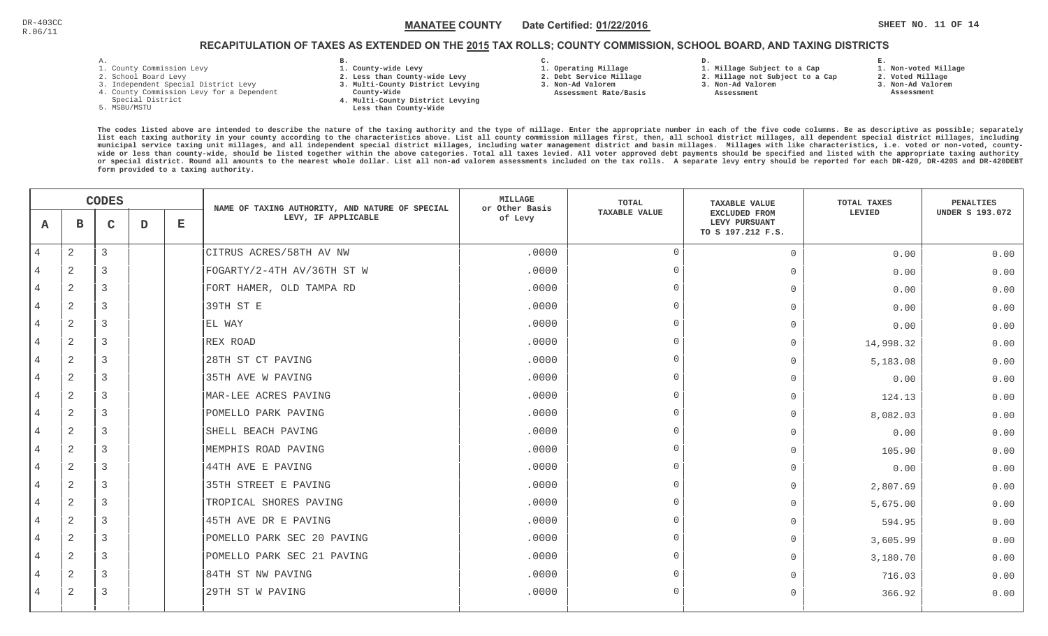DR-403CC
R.06/11

**MANATEE COUNTY** Date Certified: **01/22/2016**

## RECAPITULATION OF TAXES AS EXTENDED ON THE 2015 TAX ROLLS; COUNTY COMMISSION, SCHOOL BOARD, AND TAXING DISTRICTS

A.
1. County Commission Levy
2. School Board Levy
3. Independent Special District Levy
4. County Commission Levy for a Dependent Special District
5. MSBU/MSTU

B.
1. County-wide Levy
2. Less than County-wide Levy
3. Multi-County District Levying County-Wide
4. Multi-County District Levying Less than County-Wide

C.
1. Operating Millage
2. Debt Service Millage
3. Non-Ad Valorem Assessment Rate/Basis

D.
1. Millage Subject to a Cap
2. Millage not Subject to a Cap
3. Non-Ad Valorem Assessment

E.
1. Non-voted Millage
2. Voted Millage
3. Non-Ad Valorem Assessment

The codes listed above are intended to describe the nature of the taxing authority and the type of millage. Enter the appropriate number in each of the five code columns. Be as descriptive as possible; separately list each taxing authority in your county according to the characteristics above. List all county commission millages first, then, all school district millages, all dependent special district millages, including municipal service taxing unit millages, and all independent special district millages, including water management district and basin millages. Millages with like characteristics, i.e. voted or non-voted, county-wide or less than county-wide, should be listed together within the above categories. Total all taxes levied. All voter approved debt payments should be specified and listed with the appropriate taxing authority or special district. Round all amounts to the nearest whole dollar. List all non-ad valorem assessments included on the tax rolls. A separate levy entry should be reported for each DR-420, DR-420S and DR-420DEBT form provided to a taxing authority.

| A | B | C | D | E | NAME OF TAXING AUTHORITY, AND NATURE OF SPECIAL LEVY, IF APPLICABLE | MILLAGE or Other Basis of Levy | TOTAL TAXABLE VALUE | TAXABLE VALUE EXCLUDED FROM LEVY PURSUANT TO S 197.212 F.S. | TOTAL TAXES LEVIED | PENALTIES UNDER S 193.072 |
|---|---|---|---|---|---|---|---|---|---|---|
| 4 | 2 | 3 | | | CITRUS ACRES/58TH AV NW | .0000 | 0 | 0 | 0.00 | 0.00 |
| 4 | 2 | 3 | | | FOGARTY/2-4TH AV/36TH ST W | .0000 | 0 | 0 | 0.00 | 0.00 |
| 4 | 2 | 3 | | | FORT HAMER, OLD TAMPA RD | .0000 | 0 | 0 | 0.00 | 0.00 |
| 4 | 2 | 3 | | | 39TH ST E | .0000 | 0 | 0 | 0.00 | 0.00 |
| 4 | 2 | 3 | | | EL WAY | .0000 | 0 | 0 | 0.00 | 0.00 |
| 4 | 2 | 3 | | | REX ROAD | .0000 | 0 | 0 | 14,998.32 | 0.00 |
| 4 | 2 | 3 | | | 28TH ST CT PAVING | .0000 | 0 | 0 | 5,183.08 | 0.00 |
| 4 | 2 | 3 | | | 35TH AVE W PAVING | .0000 | 0 | 0 | 0.00 | 0.00 |
| 4 | 2 | 3 | | | MAR-LEE ACRES PAVING | .0000 | 0 | 0 | 124.13 | 0.00 |
| 4 | 2 | 3 | | | POMELLO PARK PAVING | .0000 | 0 | 0 | 8,082.03 | 0.00 |
| 4 | 2 | 3 | | | SHELL BEACH PAVING | .0000 | 0 | 0 | 0.00 | 0.00 |
| 4 | 2 | 3 | | | MEMPHIS ROAD PAVING | .0000 | 0 | 0 | 105.90 | 0.00 |
| 4 | 2 | 3 | | | 44TH AVE E PAVING | .0000 | 0 | 0 | 0.00 | 0.00 |
| 4 | 2 | 3 | | | 35TH STREET E PAVING | .0000 | 0 | 0 | 2,807.69 | 0.00 |
| 4 | 2 | 3 | | | TROPICAL SHORES PAVING | .0000 | 0 | 0 | 5,675.00 | 0.00 |
| 4 | 2 | 3 | | | 45TH AVE DR E PAVING | .0000 | 0 | 0 | 594.95 | 0.00 |
| 4 | 2 | 3 | | | POMELLO PARK SEC 20 PAVING | .0000 | 0 | 0 | 3,605.99 | 0.00 |
| 4 | 2 | 3 | | | POMELLO PARK SEC 21 PAVING | .0000 | 0 | 0 | 3,180.70 | 0.00 |
| 4 | 2 | 3 | | | 84TH ST NW PAVING | .0000 | 0 | 0 | 716.03 | 0.00 |
| 4 | 2 | 3 | | | 29TH ST W PAVING | .0000 | 0 | 0 | 366.92 | 0.00 |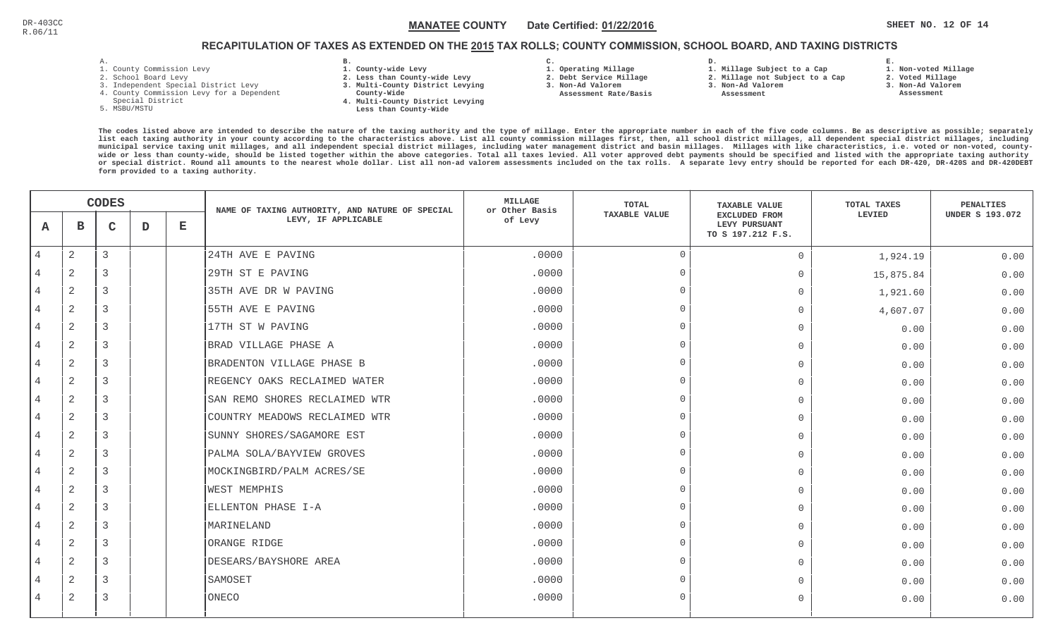DR-403CC
R.06/11

**MANATEE COUNTY** Date Certified: **01/22/2016**

## RECAPITULATION OF TAXES AS EXTENDED ON THE 2015 TAX ROLLS; COUNTY COMMISSION, SCHOOL BOARD, AND TAXING DISTRICTS

A.
1. County Commission Levy
2. School Board Levy
3. Independent Special District Levy
4. County Commission Levy for a Dependent Special District
5. MSBU/MSTU

B.
1. County-wide Levy
2. Less than County-wide Levy
3. Multi-County District Levying County-Wide
4. Multi-County District Levying Less than County-Wide

C.
1. Operating Millage
2. Debt Service Millage
3. Non-Ad Valorem Assessment Rate/Basis

D.
1. Millage Subject to a Cap
2. Millage not Subject to a Cap
3. Non-Ad Valorem Assessment

E.
1. Non-voted Millage
2. Voted Millage
3. Non-Ad Valorem Assessment

The codes listed above are intended to describe the nature of the taxing authority and the type of millage. Enter the appropriate number in each of the five code columns. Be as descriptive as possible; separately list each taxing authority in your county according to the characteristics above. List all county commission millages first, then, all school district millages, all dependent special district millages, including municipal service taxing unit millages, and all independent special district millages, including water management district and basin millages. Millages with like characteristics, i.e. voted or non-voted, county-wide or less than county-wide, should be listed together within the above categories. Total all taxes levied. All voter approved debt payments should be specified and listed with the appropriate taxing authority or special district. Round all amounts to the nearest whole dollar. List all non-ad valorem assessments included on the tax rolls. A separate levy entry should be reported for each DR-420, DR-420S and DR-420DEBT form provided to a taxing authority.

| A | B | C | D | E | NAME OF TAXING AUTHORITY, AND NATURE OF SPECIAL LEVY, IF APPLICABLE | MILLAGE or Other Basis of Levy | TOTAL TAXABLE VALUE | TAXABLE VALUE EXCLUDED FROM LEVY PURSUANT TO S 197.212 F.S. | TOTAL TAXES LEVIED | PENALTIES UNDER S 193.072 |
|---|---|---|---|---|---|---|---|---|---|---|
| 4 | 2 | 3 | | | 24TH AVE E PAVING | .0000 | 0 | 0 | 1,924.19 | 0.00 |
| 4 | 2 | 3 | | | 29TH ST E PAVING | .0000 | 0 | 0 | 15,875.84 | 0.00 |
| 4 | 2 | 3 | | | 35TH AVE DR W PAVING | .0000 | 0 | 0 | 1,921.60 | 0.00 |
| 4 | 2 | 3 | | | 55TH AVE E PAVING | .0000 | 0 | 0 | 4,607.07 | 0.00 |
| 4 | 2 | 3 | | | 17TH ST W PAVING | .0000 | 0 | 0 | 0.00 | 0.00 |
| 4 | 2 | 3 | | | BRAD VILLAGE PHASE A | .0000 | 0 | 0 | 0.00 | 0.00 |
| 4 | 2 | 3 | | | BRADENTON VILLAGE PHASE B | .0000 | 0 | 0 | 0.00 | 0.00 |
| 4 | 2 | 3 | | | REGENCY OAKS RECLAIMED WATER | .0000 | 0 | 0 | 0.00 | 0.00 |
| 4 | 2 | 3 | | | SAN REMO SHORES RECLAIMED WTR | .0000 | 0 | 0 | 0.00 | 0.00 |
| 4 | 2 | 3 | | | COUNTRY MEADOWS RECLAIMED WTR | .0000 | 0 | 0 | 0.00 | 0.00 |
| 4 | 2 | 3 | | | SUNNY SHORES/SAGAMORE EST | .0000 | 0 | 0 | 0.00 | 0.00 |
| 4 | 2 | 3 | | | PALMA SOLA/BAYVIEW GROVES | .0000 | 0 | 0 | 0.00 | 0.00 |
| 4 | 2 | 3 | | | MOCKINGBIRD/PALM ACRES/SE | .0000 | 0 | 0 | 0.00 | 0.00 |
| 4 | 2 | 3 | | | WEST MEMPHIS | .0000 | 0 | 0 | 0.00 | 0.00 |
| 4 | 2 | 3 | | | ELLENTON PHASE I-A | .0000 | 0 | 0 | 0.00 | 0.00 |
| 4 | 2 | 3 | | | MARINELAND | .0000 | 0 | 0 | 0.00 | 0.00 |
| 4 | 2 | 3 | | | ORANGE RIDGE | .0000 | 0 | 0 | 0.00 | 0.00 |
| 4 | 2 | 3 | | | DESEARS/BAYSHORE AREA | .0000 | 0 | 0 | 0.00 | 0.00 |
| 4 | 2 | 3 | | | SAMOSET | .0000 | 0 | 0 | 0.00 | 0.00 |
| 4 | 2 | 3 | | | ONECO | .0000 | 0 | 0 | 0.00 | 0.00 |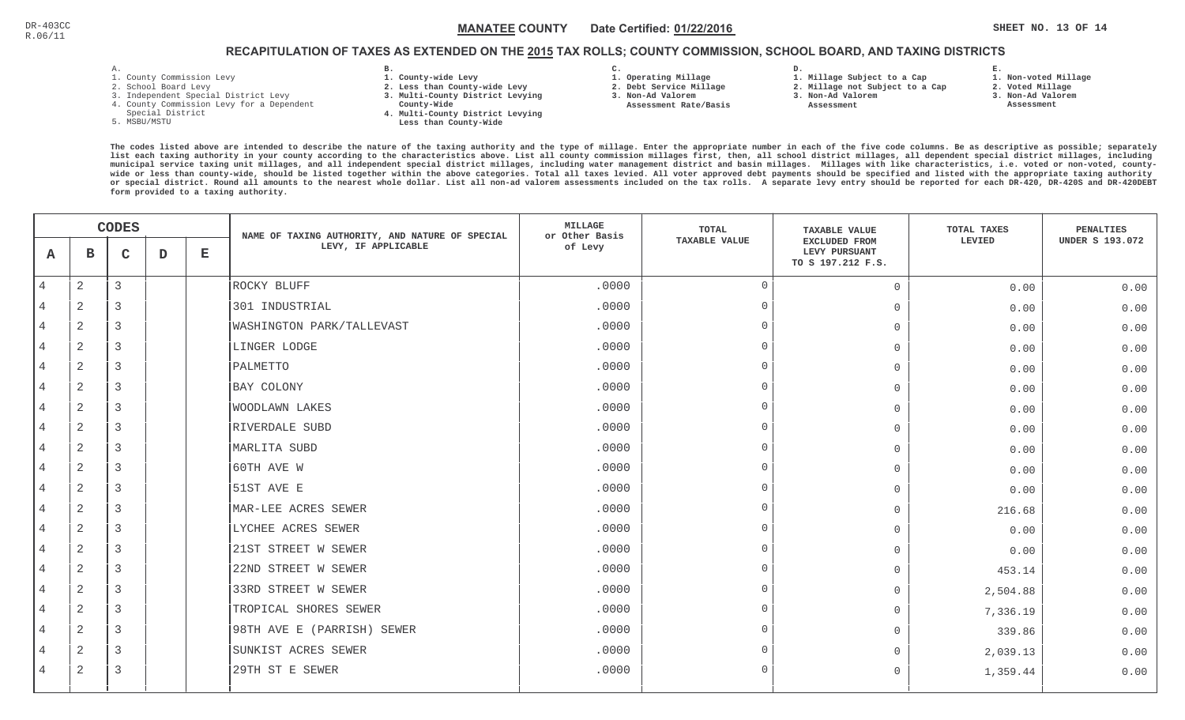DR-403CC
R.06/11

**MANATEE COUNTY** Date Certified: **01/22/2016**

SHEET NO. 13 OF 14

## RECAPITULATION OF TAXES AS EXTENDED ON THE 2015 TAX ROLLS; COUNTY COMMISSION, SCHOOL BOARD, AND TAXING DISTRICTS

A.
1. County Commission Levy
2. School Board Levy
3. Independent Special District Levy
4. County Commission Levy for a Dependent Special District
5. MSBU/MSTU

B.
1. County-wide Levy
2. Less than County-wide Levy
3. Multi-County District Levying County-Wide
4. Multi-County District Levying Less than County-Wide

C.
1. Operating Millage
2. Debt Service Millage
3. Non-Ad Valorem Assessment Rate/Basis

D.
1. Millage Subject to a Cap
2. Millage not Subject to a Cap
3. Non-Ad Valorem Assessment

E.
1. Non-voted Millage
2. Voted Millage
3. Non-Ad Valorem Assessment

The codes listed above are intended to describe the nature of the taxing authority and the type of millage. Enter the appropriate number in each of the five code columns. Be as descriptive as possible; separately list each taxing authority in your county according to the characteristics above. List all county commission millages first, then, all school district millages, all independent special district millages, including municipal service taxing unit millages, and all dependent special district millages, including water management district and basin millages. Millages with like characteristics, i.e. voted or non-voted, county-wide or less than county-wide, should be listed together within the above categories. Total all taxes levied. All voter approved debt payments should be specified and listed with the appropriate taxing authority or special district. Round all amounts to the nearest whole dollar. List all non-ad valorem assessments included on the tax rolls. A separate levy entry should be reported for each DR-420, DR-420S and DR-420DEBT form provided to a taxing authority.

| CODES | | | | | NAME OF TAXING AUTHORITY, AND NATURE OF SPECIAL LEVY, IF APPLICABLE | MILLAGE or Other Basis of Levy | TOTAL TAXABLE VALUE | TAXABLE VALUE EXCLUDED FROM LEVY PURSUANT TO S 197.212 F.S. | TOTAL TAXES LEVIED | PENALTIES UNDER S 193.072 |
|---|---|---|---|---|---|---|---|---|---|---|
| A | B | C | D | E | | | | | | |
| 4 | 2 | 3 | | | ROCKY BLUFF | .0000 | 0 | 0 | 0.00 | 0.00 |
| 4 | 2 | 3 | | | 301 INDUSTRIAL | .0000 | 0 | 0 | 0.00 | 0.00 |
| 4 | 2 | 3 | | | WASHINGTON PARK/TALLEVAST | .0000 | 0 | 0 | 0.00 | 0.00 |
| 4 | 2 | 3 | | | LINGER LODGE | .0000 | 0 | 0 | 0.00 | 0.00 |
| 4 | 2 | 3 | | | PALMETTO | .0000 | 0 | 0 | 0.00 | 0.00 |
| 4 | 2 | 3 | | | BAY COLONY | .0000 | 0 | 0 | 0.00 | 0.00 |
| 4 | 2 | 3 | | | WOODLAWN LAKES | .0000 | 0 | 0 | 0.00 | 0.00 |
| 4 | 2 | 3 | | | RIVERDALE SUBD | .0000 | 0 | 0 | 0.00 | 0.00 |
| 4 | 2 | 3 | | | MARLITA SUBD | .0000 | 0 | 0 | 0.00 | 0.00 |
| 4 | 2 | 3 | | | 60TH AVE W | .0000 | 0 | 0 | 0.00 | 0.00 |
| 4 | 2 | 3 | | | 51ST AVE E | .0000 | 0 | 0 | 0.00 | 0.00 |
| 4 | 2 | 3 | | | MAR-LEE ACRES SEWER | .0000 | 0 | 0 | 216.68 | 0.00 |
| 4 | 2 | 3 | | | LYCHEE ACRES SEWER | .0000 | 0 | 0 | 0.00 | 0.00 |
| 4 | 2 | 3 | | | 21ST STREET W SEWER | .0000 | 0 | 0 | 0.00 | 0.00 |
| 4 | 2 | 3 | | | 22ND STREET W SEWER | .0000 | 0 | 0 | 453.14 | 0.00 |
| 4 | 2 | 3 | | | 33RD STREET W SEWER | .0000 | 0 | 0 | 2,504.88 | 0.00 |
| 4 | 2 | 3 | | | TROPICAL SHORES SEWER | .0000 | 0 | 0 | 7,336.19 | 0.00 |
| 4 | 2 | 3 | | | 98TH AVE E (PARRISH) SEWER | .0000 | 0 | 0 | 339.86 | 0.00 |
| 4 | 2 | 3 | | | SUNKIST ACRES SEWER | .0000 | 0 | 0 | 2,039.13 | 0.00 |
| 4 | 2 | 3 | | | 29TH ST E SEWER | .0000 | 0 | 0 | 1,359.44 | 0.00 |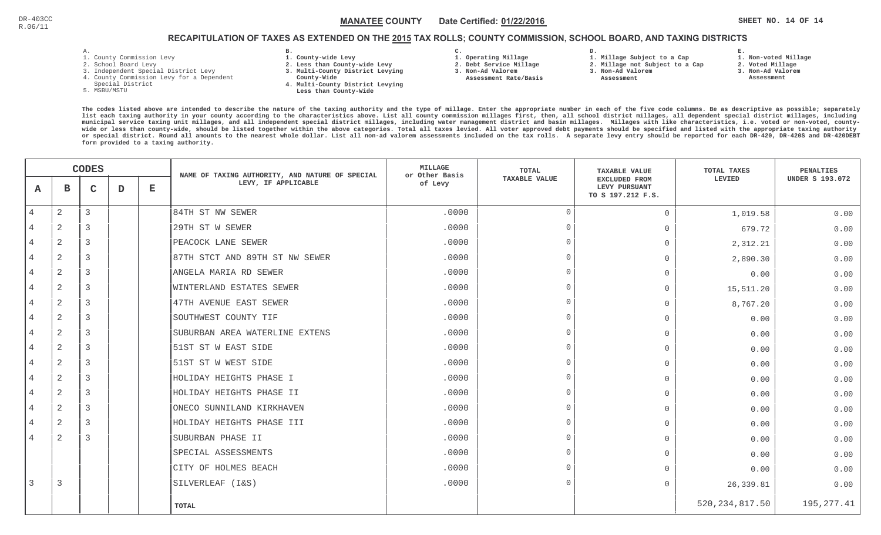DR-403CC
R.06/11

**MANATEE COUNTY** Date Certified: **01/22/2016**

## RECAPITULATION OF TAXES AS EXTENDED ON THE 2015 TAX ROLLS; COUNTY COMMISSION, SCHOOL BOARD, AND TAXING DISTRICTS

A.
1. County Commission Levy
2. School Board Levy
3. Independent Special District Levy
4. County Commission Levy for a Dependent Special District
5. MSBU/MSTU

B.
1. County-wide Levy
2. Less than County-wide Levy
3. Multi-County District Levying County-Wide
4. Multi-County District Levying Less than County-Wide

C.
1. Operating Millage
2. Debt Service Millage
3. Non-Ad Valorem Assessment Rate/Basis

D.
1. Millage Subject to a Cap
2. Millage not Subject to a Cap
3. Non-Ad Valorem Assessment

E.
1. Non-voted Millage
2. Voted Millage
3. Non-Ad Valorem Assessment

The codes listed above are intended to describe the nature of the taxing authority and the type of millage. Enter the appropriate number in each of the five code columns. Be as descriptive as possible; separately list each taxing authority in your county according to the characteristics above. List all county commission millages first, then, all school district millages, all dependent special district millages, including municipal service taxing unit millages, and all independent special district millages, including water management district and basin millages. Millages with like characteristics, i.e. voted or non-voted, county-wide or less than county-wide, should be listed together within the above categories. Total all taxes levied. All voter approved debt payments should be specified and listed with the appropriate taxing authority or special district. Round all amounts to the nearest whole dollar. List all non-ad valorem assessments included on the tax rolls. A separate levy entry should be reported for each DR-420, DR-420S and DR-420DEBT form provided to a taxing authority.

| CODES A | B | C | D | E | NAME OF TAXING AUTHORITY, AND NATURE OF SPECIAL LEVY, IF APPLICABLE | MILLAGE or Other Basis of Levy | TOTAL TAXABLE VALUE | TAXABLE VALUE EXCLUDED FROM LEVY PURSUANT TO S 197.212 F.S. | TOTAL TAXES LEVIED | PENALTIES UNDER S 193.072 |
|---|---|---|---|---|---|---|---|---|---|---|
| 4 | 2 | 3 | | | 84TH ST NW SEWER | .0000 | 0 | 0 | 1,019.58 | 0.00 |
| 4 | 2 | 3 | | | 29TH ST W SEWER | .0000 | 0 | 0 | 679.72 | 0.00 |
| 4 | 2 | 3 | | | PEACOCK LANE SEWER | .0000 | 0 | 0 | 2,312.21 | 0.00 |
| 4 | 2 | 3 | | | 87TH STCT AND 89TH ST NW SEWER | .0000 | 0 | 0 | 2,890.30 | 0.00 |
| 4 | 2 | 3 | | | ANGELA MARIA RD SEWER | .0000 | 0 | 0 | 0.00 | 0.00 |
| 4 | 2 | 3 | | | WINTERLAND ESTATES SEWER | .0000 | 0 | 0 | 15,511.20 | 0.00 |
| 4 | 2 | 3 | | | 47TH AVENUE EAST SEWER | .0000 | 0 | 0 | 8,767.20 | 0.00 |
| 4 | 2 | 3 | | | SOUTHWEST COUNTY TIF | .0000 | 0 | 0 | 0.00 | 0.00 |
| 4 | 2 | 3 | | | SUBURBAN AREA WATERLINE EXTENS | .0000 | 0 | 0 | 0.00 | 0.00 |
| 4 | 2 | 3 | | | 51ST ST W EAST SIDE | .0000 | 0 | 0 | 0.00 | 0.00 |
| 4 | 2 | 3 | | | 51ST ST W WEST SIDE | .0000 | 0 | 0 | 0.00 | 0.00 |
| 4 | 2 | 3 | | | HOLIDAY HEIGHTS PHASE I | .0000 | 0 | 0 | 0.00 | 0.00 |
| 4 | 2 | 3 | | | HOLIDAY HEIGHTS PHASE II | .0000 | 0 | 0 | 0.00 | 0.00 |
| 4 | 2 | 3 | | | ONECO SUNNILAND KIRKHAVEN | .0000 | 0 | 0 | 0.00 | 0.00 |
| 4 | 2 | 3 | | | HOLIDAY HEIGHTS PHASE III | .0000 | 0 | 0 | 0.00 | 0.00 |
| 4 | 2 | 3 | | | SUBURBAN PHASE II | .0000 | 0 | 0 | 0.00 | 0.00 |
| | | | | | SPECIAL ASSESSMENTS | .0000 | 0 | 0 | 0.00 | 0.00 |
| | | | | | CITY OF HOLMES BEACH | .0000 | 0 | 0 | 0.00 | 0.00 |
| 3 | 3 | | | | SILVERLEAF (I&S) | .0000 | 0 | 0 | 26,339.81 | 0.00 |
| | | | | | **TOTAL** | | | | 520,234,817.50 | 195,277.41 |